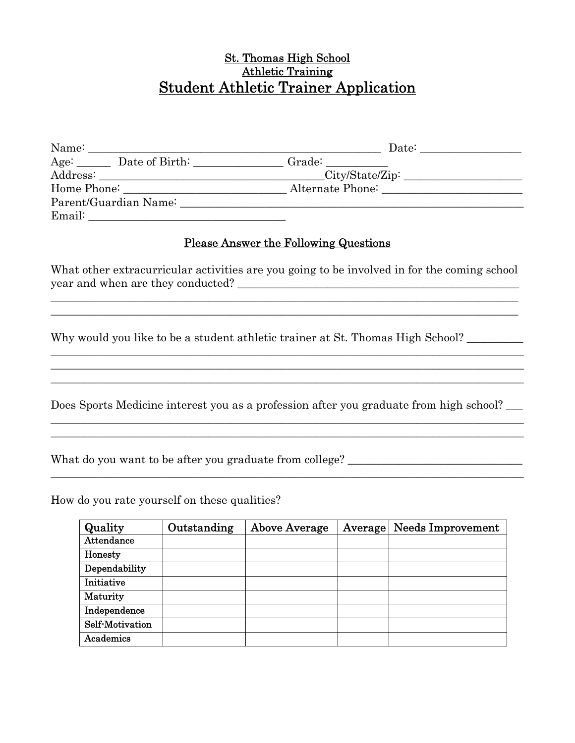# St. Thomas High School
## Athletic Training
# Student Athletic Trainer Application

Name: ____________________________________________________ Date: _________________

Age: ______ Date of Birth: ________________ Grade: ___________

Address: _________________________________________City/State/Zip: ____________________

Home Phone: ____________________________ Alternate Phone: ________________________

Parent/Guardian Name: _________________________________________________________________

Email: ___________________________________

## Please Answer the Following Questions

What other extracurricular activities are you going to be involved in for the coming school year and when are they conducted? _____________________________________________________

_____________________________________________________________________________________

_____________________________________________________________________________________

Why would you like to be a student athletic trainer at St. Thomas High School? __________

_____________________________________________________________________________________

_____________________________________________________________________________________

_____________________________________________________________________________________

Does Sports Medicine interest you as a profession after you graduate from high school? ___

_____________________________________________________________________________________

_____________________________________________________________________________________

What do you want to be after you graduate from college? _______________________________

_____________________________________________________________________________________

How do you rate yourself on these qualities?

| Quality | Outstanding | Above Average | Average | Needs Improvement |
|---|---|---|---|---|
| Attendance | | | | |
| Honesty | | | | |
| Dependability | | | | |
| Initiative | | | | |
| Maturity | | | | |
| Independence | | | | |
| Self-Motivation | | | | |
| Academics | | | | |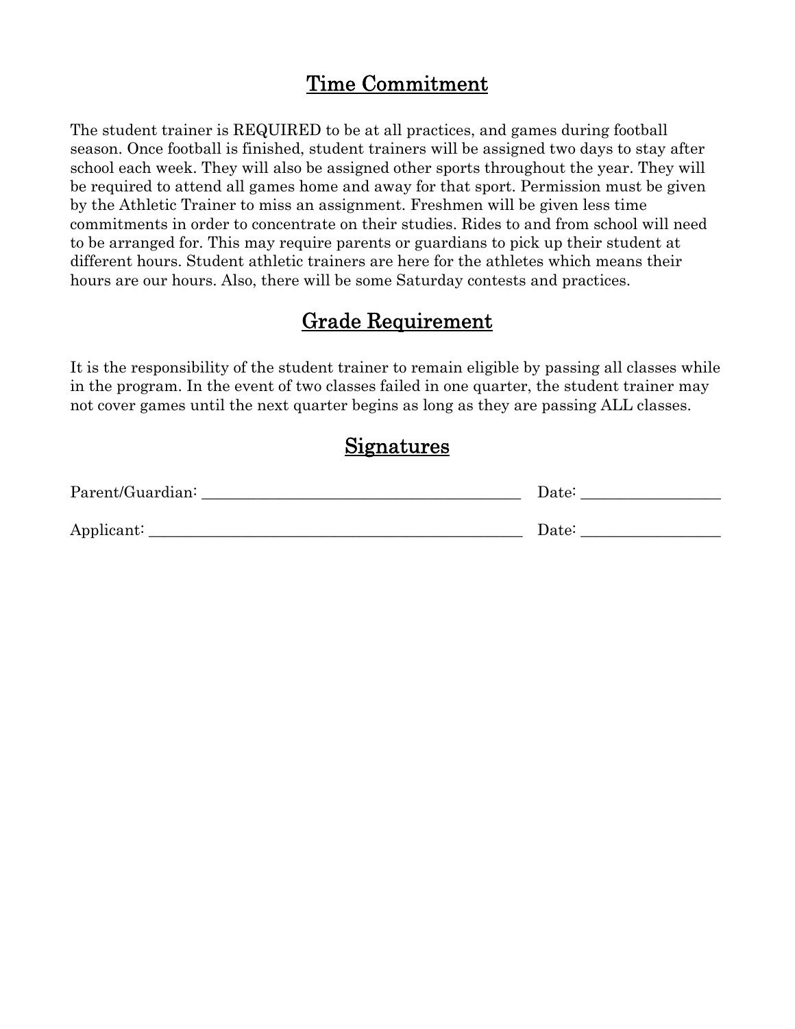## Time Commitment

The student trainer is REQUIRED to be at all practices, and games during football season. Once football is finished, student trainers will be assigned two days to stay after school each week. They will also be assigned other sports throughout the year. They will be required to attend all games home and away for that sport. Permission must be given by the Athletic Trainer to miss an assignment. Freshmen will be given less time commitments in order to concentrate on their studies. Rides to and from school will need to be arranged for. This may require parents or guardians to pick up their student at different hours. Student athletic trainers are here for the athletes which means their hours are our hours. Also, there will be some Saturday contests and practices.

## Grade Requirement

It is the responsibility of the student trainer to remain eligible by passing all classes while in the program. In the event of two classes failed in one quarter, the student trainer may not cover games until the next quarter begins as long as they are passing ALL classes.

## Signatures

Parent/Guardian: ________________________________________ Date: _________________

Applicant: ______________________________________________ Date: _________________